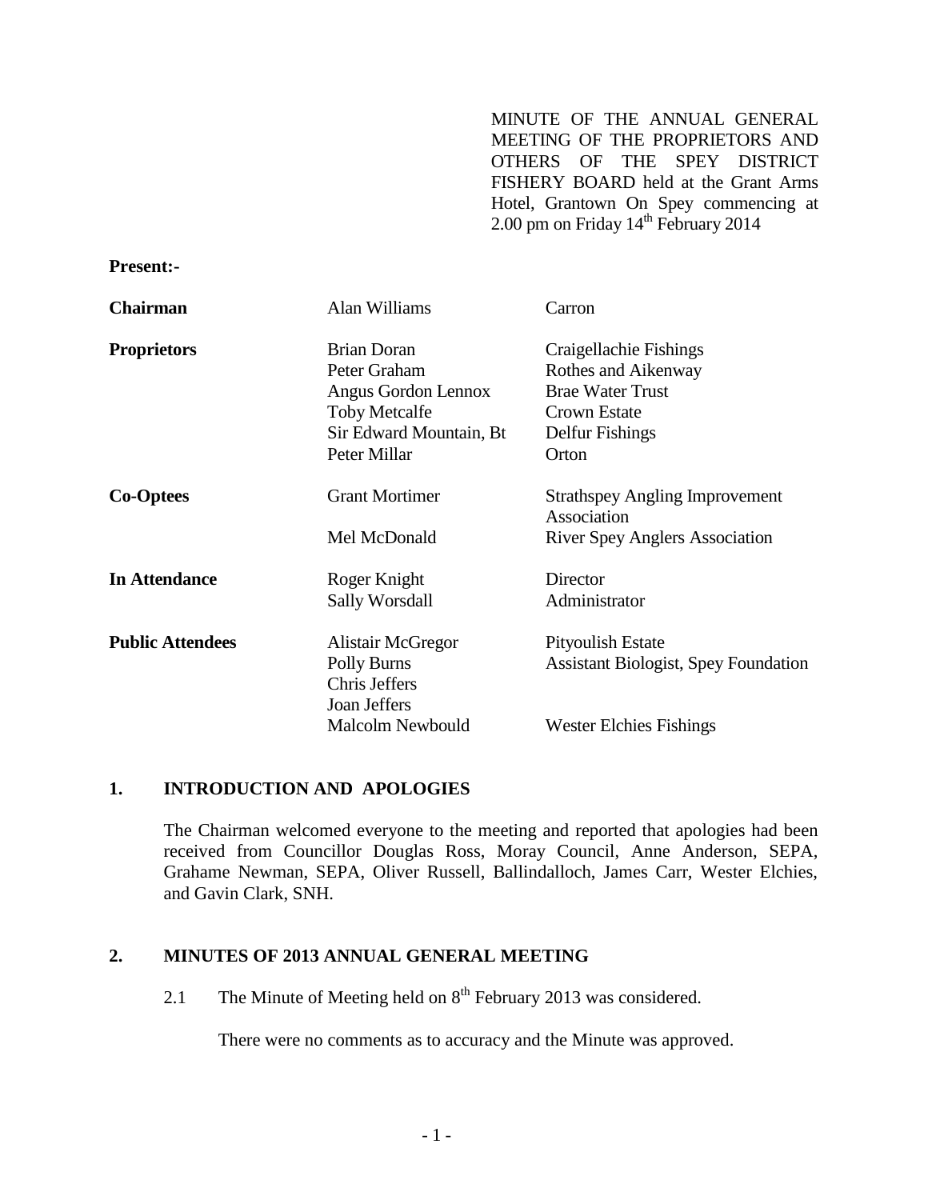MINUTE OF THE ANNUAL GENERAL MEETING OF THE PROPRIETORS AND OTHERS OF THE SPEY DISTRICT FISHERY BOARD held at the Grant Arms Hotel, Grantown On Spey commencing at 2.00 pm on Friday 14th February 2014

**Present:-**

| | | |
|---|---|---|
| **Chairman** | Alan Williams | Carron |
| **Proprietors** | Brian Doran | Craigellachie Fishings |
| | Peter Graham | Rothes and Aikenway |
| | Angus Gordon Lennox | Brae Water Trust |
| | Toby Metcalfe | Crown Estate |
| | Sir Edward Mountain, Bt | Delfur Fishings |
| | Peter Millar | Orton |
| **Co-Optees** | Grant Mortimer | Strathspey Angling Improvement Association |
| | Mel McDonald | River Spey Anglers Association |
| **In Attendance** | Roger Knight | Director |
| | Sally Worsdall | Administrator |
| **Public Attendees** | Alistair McGregor | Pityoulish Estate |
| | Polly Burns | Assistant Biologist, Spey Foundation |
| | Chris Jeffers | |
| | Joan Jeffers | |
| | Malcolm Newbould | Wester Elchies Fishings |

## 1. INTRODUCTION AND APOLOGIES

The Chairman welcomed everyone to the meeting and reported that apologies had been received from Councillor Douglas Ross, Moray Council, Anne Anderson, SEPA, Grahame Newman, SEPA, Oliver Russell, Ballindalloch, James Carr, Wester Elchies, and Gavin Clark, SNH.

## 2. MINUTES OF 2013 ANNUAL GENERAL MEETING

2.1 The Minute of Meeting held on 8th February 2013 was considered.

There were no comments as to accuracy and the Minute was approved.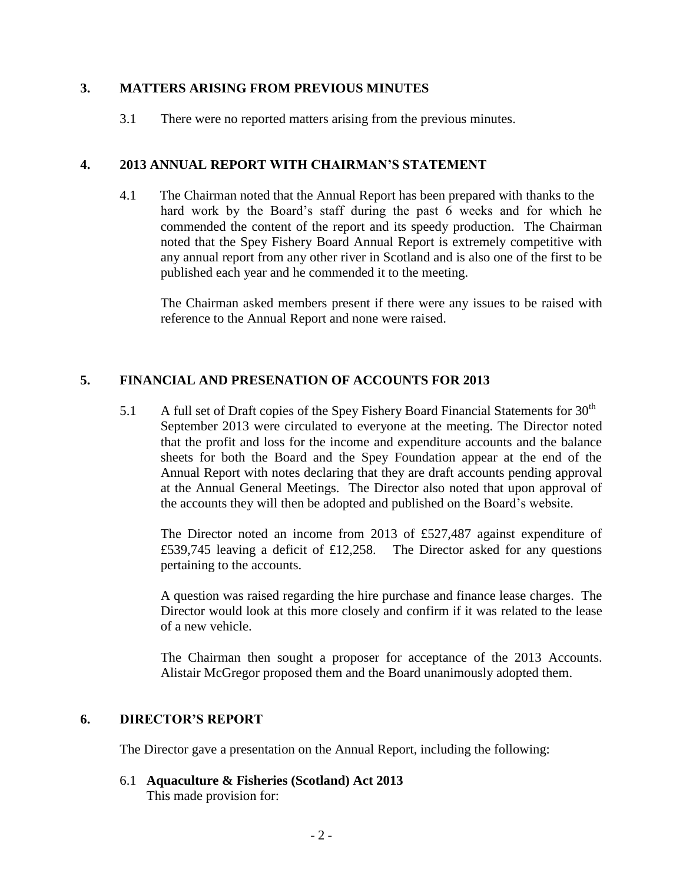## 3. MATTERS ARISING FROM PREVIOUS MINUTES

3.1 There were no reported matters arising from the previous minutes.

## 4. 2013 ANNUAL REPORT WITH CHAIRMAN'S STATEMENT

4.1 The Chairman noted that the Annual Report has been prepared with thanks to the hard work by the Board's staff during the past 6 weeks and for which he commended the content of the report and its speedy production. The Chairman noted that the Spey Fishery Board Annual Report is extremely competitive with any annual report from any other river in Scotland and is also one of the first to be published each year and he commended it to the meeting.

The Chairman asked members present if there were any issues to be raised with reference to the Annual Report and none were raised.

## 5. FINANCIAL AND PRESENATION OF ACCOUNTS FOR 2013

5.1 A full set of Draft copies of the Spey Fishery Board Financial Statements for 30th September 2013 were circulated to everyone at the meeting. The Director noted that the profit and loss for the income and expenditure accounts and the balance sheets for both the Board and the Spey Foundation appear at the end of the Annual Report with notes declaring that they are draft accounts pending approval at the Annual General Meetings. The Director also noted that upon approval of the accounts they will then be adopted and published on the Board's website.

The Director noted an income from 2013 of £527,487 against expenditure of £539,745 leaving a deficit of £12,258. The Director asked for any questions pertaining to the accounts.

A question was raised regarding the hire purchase and finance lease charges. The Director would look at this more closely and confirm if it was related to the lease of a new vehicle.

The Chairman then sought a proposer for acceptance of the 2013 Accounts. Alistair McGregor proposed them and the Board unanimously adopted them.

## 6. DIRECTOR'S REPORT

The Director gave a presentation on the Annual Report, including the following:

6.1 **Aquaculture & Fisheries (Scotland) Act 2013**
This made provision for: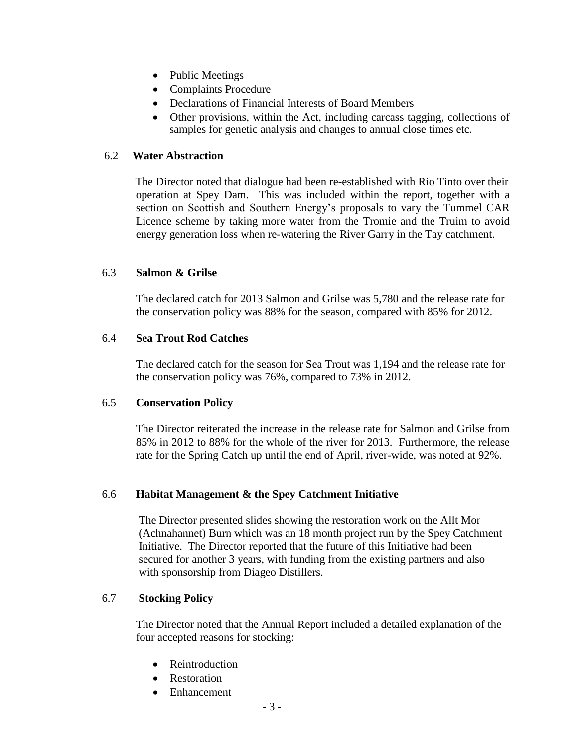- Public Meetings
- Complaints Procedure
- Declarations of Financial Interests of Board Members
- Other provisions, within the Act, including carcass tagging, collections of samples for genetic analysis and changes to annual close times etc.

### 6.2 Water Abstraction

The Director noted that dialogue had been re-established with Rio Tinto over their operation at Spey Dam. This was included within the report, together with a section on Scottish and Southern Energy's proposals to vary the Tummel CAR Licence scheme by taking more water from the Tromie and the Truim to avoid energy generation loss when re-watering the River Garry in the Tay catchment.

### 6.3 Salmon & Grilse

The declared catch for 2013 Salmon and Grilse was 5,780 and the release rate for the conservation policy was 88% for the season, compared with 85% for 2012.

### 6.4 Sea Trout Rod Catches

The declared catch for the season for Sea Trout was 1,194 and the release rate for the conservation policy was 76%, compared to 73% in 2012.

### 6.5 Conservation Policy

The Director reiterated the increase in the release rate for Salmon and Grilse from 85% in 2012 to 88% for the whole of the river for 2013. Furthermore, the release rate for the Spring Catch up until the end of April, river-wide, was noted at 92%.

### 6.6 Habitat Management & the Spey Catchment Initiative

The Director presented slides showing the restoration work on the Allt Mor (Achnahannet) Burn which was an 18 month project run by the Spey Catchment Initiative. The Director reported that the future of this Initiative had been secured for another 3 years, with funding from the existing partners and also with sponsorship from Diageo Distillers.

### 6.7 Stocking Policy

The Director noted that the Annual Report included a detailed explanation of the four accepted reasons for stocking:

- Reintroduction
- Restoration
- Enhancement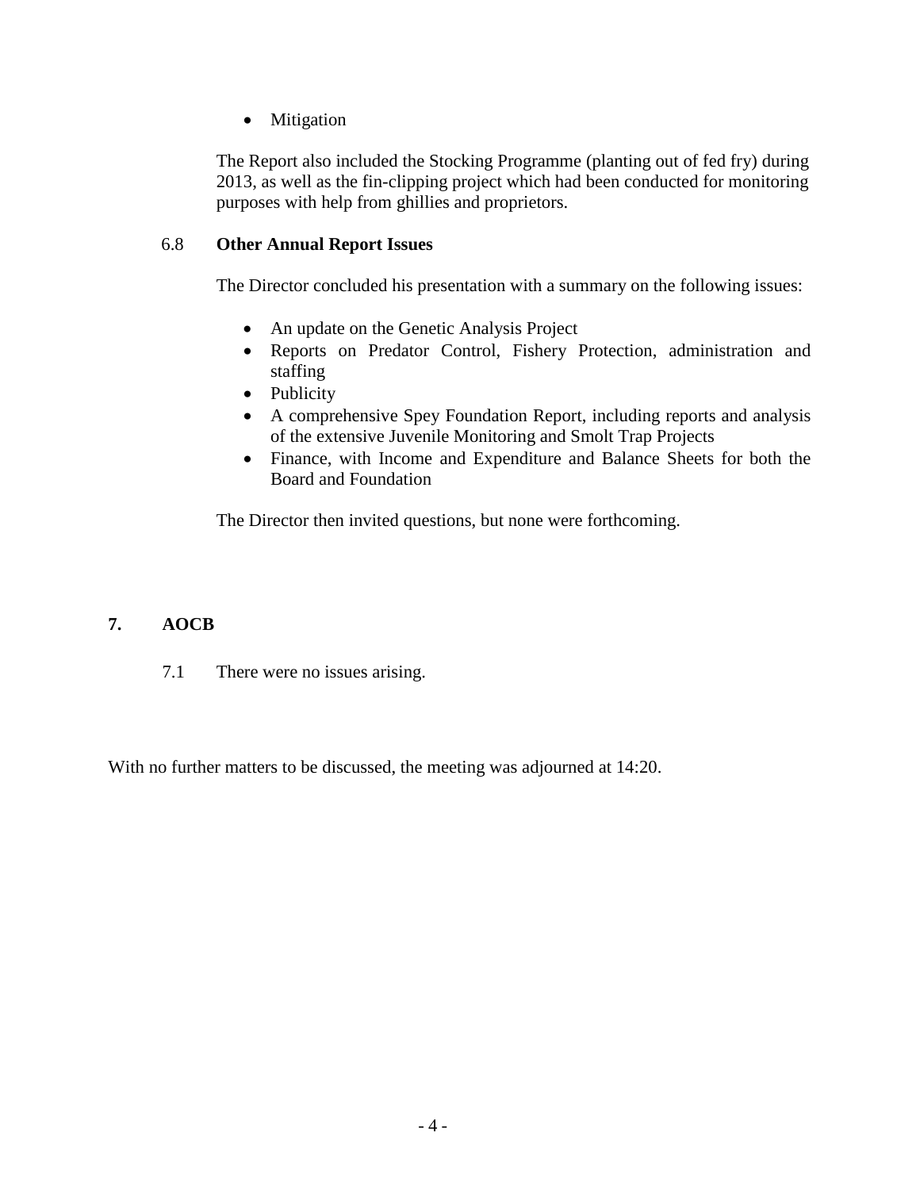- Mitigation

The Report also included the Stocking Programme (planting out of fed fry) during 2013, as well as the fin-clipping project which had been conducted for monitoring purposes with help from ghillies and proprietors.

### 6.8 Other Annual Report Issues

The Director concluded his presentation with a summary on the following issues:

- An update on the Genetic Analysis Project
- Reports on Predator Control, Fishery Protection, administration and staffing
- Publicity
- A comprehensive Spey Foundation Report, including reports and analysis of the extensive Juvenile Monitoring and Smolt Trap Projects
- Finance, with Income and Expenditure and Balance Sheets for both the Board and Foundation

The Director then invited questions, but none were forthcoming.

## 7. AOCB

7.1 There were no issues arising.

With no further matters to be discussed, the meeting was adjourned at 14:20.